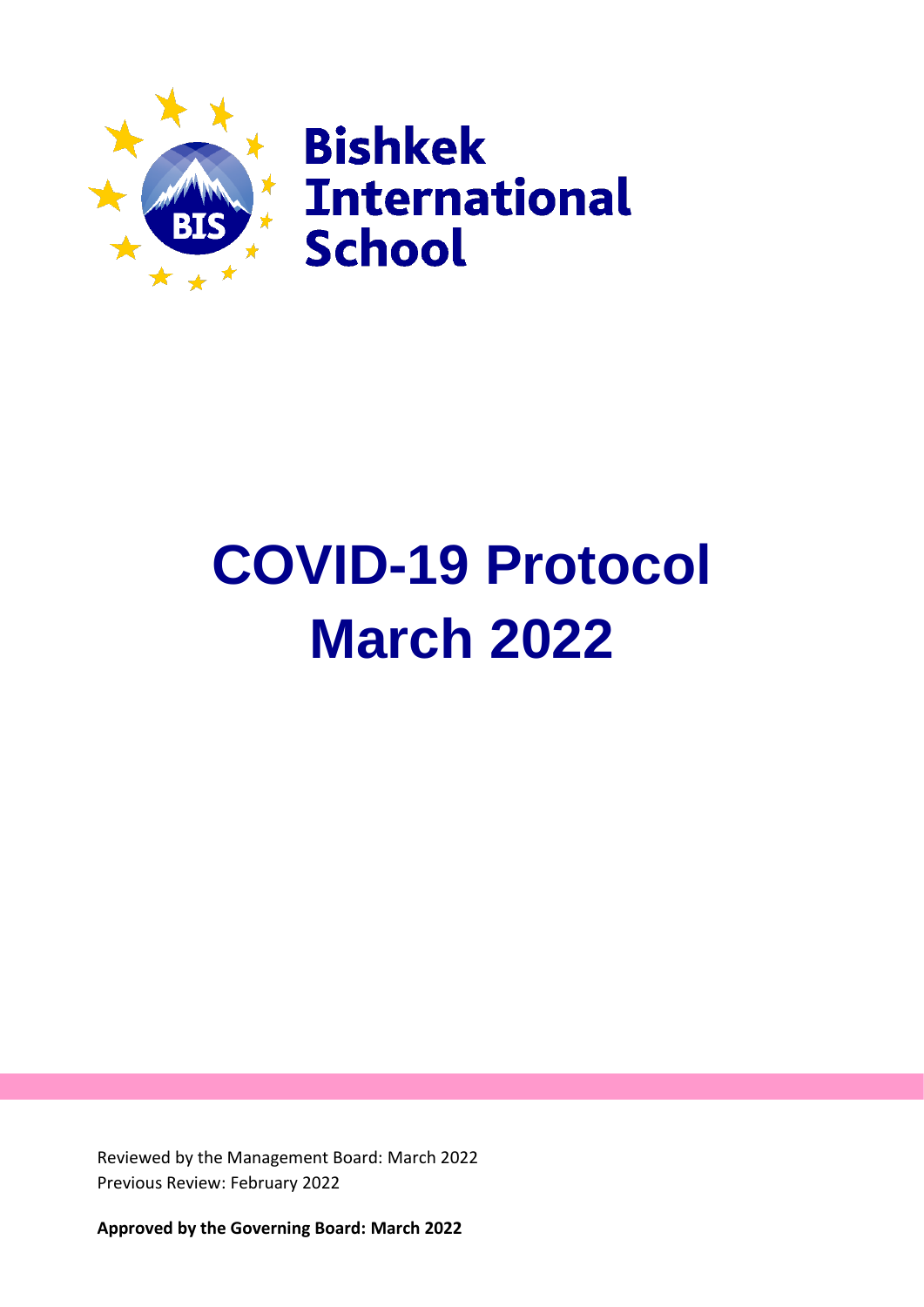Bishkek International School

# COVID-19 Protocol March 2022

Reviewed by the Management Board: March 2022
Previous Review: February 2022

**Approved by the Governing Board: March 2022**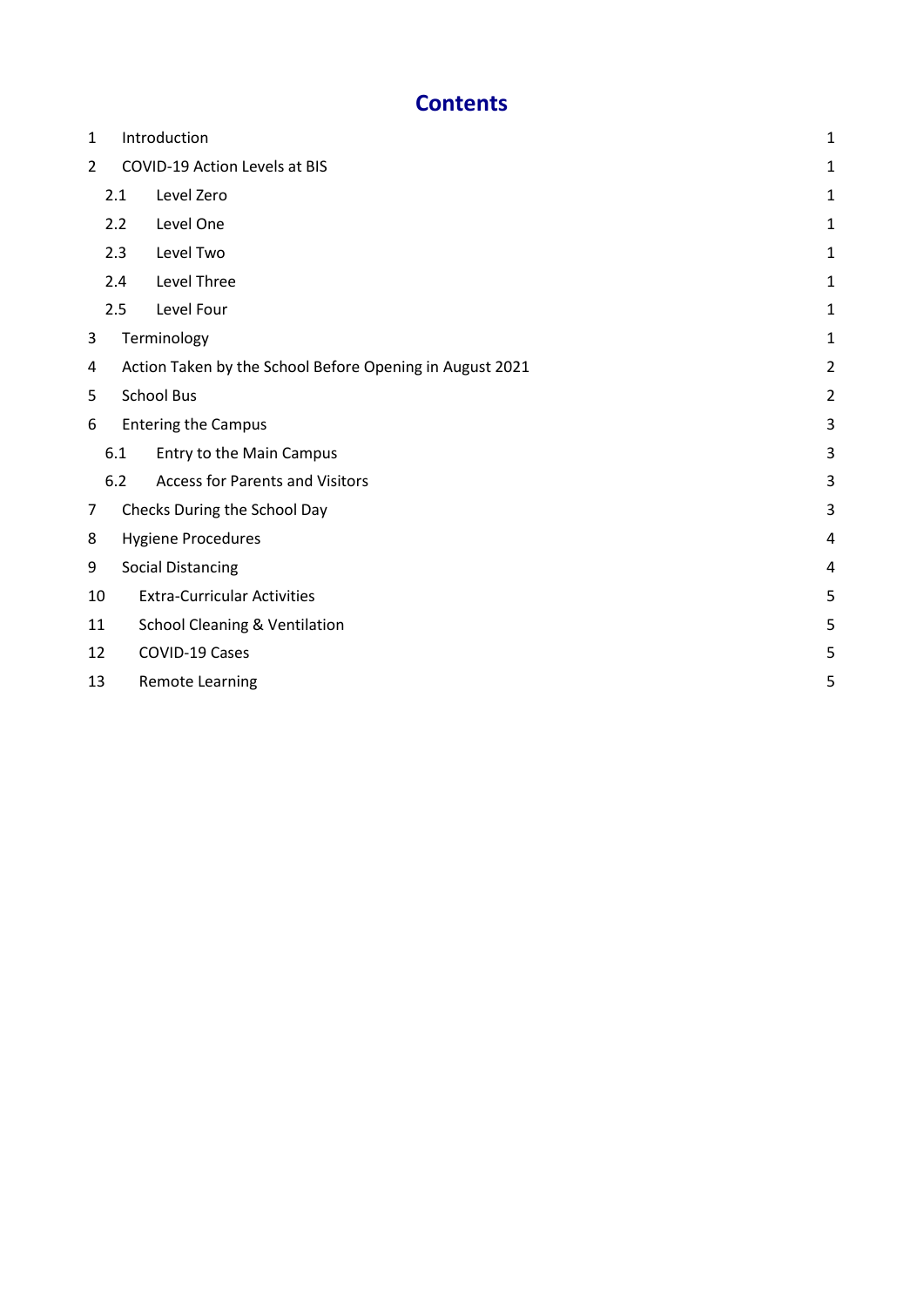# Contents

| | | |
|---|---|---|
| 1 | Introduction | 1 |
| 2 | COVID-19 Action Levels at BIS | 1 |
| 2.1 | Level Zero | 1 |
| 2.2 | Level One | 1 |
| 2.3 | Level Two | 1 |
| 2.4 | Level Three | 1 |
| 2.5 | Level Four | 1 |
| 3 | Terminology | 1 |
| 4 | Action Taken by the School Before Opening in August 2021 | 2 |
| 5 | School Bus | 2 |
| 6 | Entering the Campus | 3 |
| 6.1 | Entry to the Main Campus | 3 |
| 6.2 | Access for Parents and Visitors | 3 |
| 7 | Checks During the School Day | 3 |
| 8 | Hygiene Procedures | 4 |
| 9 | Social Distancing | 4 |
| 10 | Extra-Curricular Activities | 5 |
| 11 | School Cleaning & Ventilation | 5 |
| 12 | COVID-19 Cases | 5 |
| 13 | Remote Learning | 5 |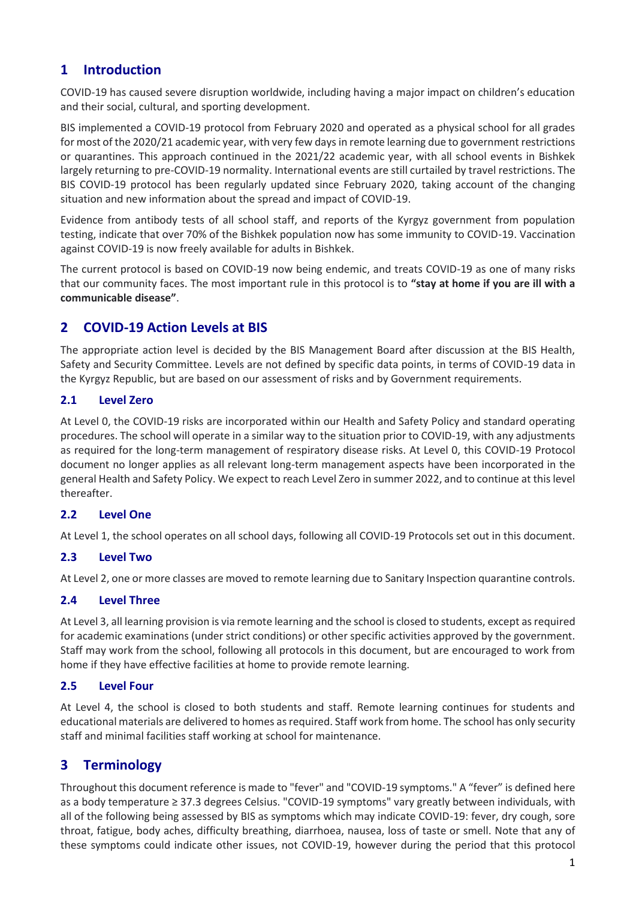# 1 Introduction

COVID-19 has caused severe disruption worldwide, including having a major impact on children's education and their social, cultural, and sporting development.

BIS implemented a COVID-19 protocol from February 2020 and operated as a physical school for all grades for most of the 2020/21 academic year, with very few days in remote learning due to government restrictions or quarantines. This approach continued in the 2021/22 academic year, with all school events in Bishkek largely returning to pre-COVID-19 normality. International events are still curtailed by travel restrictions. The BIS COVID-19 protocol has been regularly updated since February 2020, taking account of the changing situation and new information about the spread and impact of COVID-19.

Evidence from antibody tests of all school staff, and reports of the Kyrgyz government from population testing, indicate that over 70% of the Bishkek population now has some immunity to COVID-19. Vaccination against COVID-19 is now freely available for adults in Bishkek.

The current protocol is based on COVID-19 now being endemic, and treats COVID-19 as one of many risks that our community faces. The most important rule in this protocol is to **"stay at home if you are ill with a communicable disease"**.

# 2 COVID-19 Action Levels at BIS

The appropriate action level is decided by the BIS Management Board after discussion at the BIS Health, Safety and Security Committee. Levels are not defined by specific data points, in terms of COVID-19 data in the Kyrgyz Republic, but are based on our assessment of risks and by Government requirements.

## 2.1 Level Zero

At Level 0, the COVID-19 risks are incorporated within our Health and Safety Policy and standard operating procedures. The school will operate in a similar way to the situation prior to COVID-19, with any adjustments as required for the long-term management of respiratory disease risks. At Level 0, this COVID-19 Protocol document no longer applies as all relevant long-term management aspects have been incorporated in the general Health and Safety Policy. We expect to reach Level Zero in summer 2022, and to continue at this level thereafter.

## 2.2 Level One

At Level 1, the school operates on all school days, following all COVID-19 Protocols set out in this document.

## 2.3 Level Two

At Level 2, one or more classes are moved to remote learning due to Sanitary Inspection quarantine controls.

## 2.4 Level Three

At Level 3, all learning provision is via remote learning and the school is closed to students, except as required for academic examinations (under strict conditions) or other specific activities approved by the government. Staff may work from the school, following all protocols in this document, but are encouraged to work from home if they have effective facilities at home to provide remote learning.

## 2.5 Level Four

At Level 4, the school is closed to both students and staff. Remote learning continues for students and educational materials are delivered to homes as required. Staff work from home. The school has only security staff and minimal facilities staff working at school for maintenance.

# 3 Terminology

Throughout this document reference is made to "fever" and "COVID-19 symptoms." A "fever" is defined here as a body temperature ≥ 37.3 degrees Celsius. "COVID-19 symptoms" vary greatly between individuals, with all of the following being assessed by BIS as symptoms which may indicate COVID-19: fever, dry cough, sore throat, fatigue, body aches, difficulty breathing, diarrhoea, nausea, loss of taste or smell. Note that any of these symptoms could indicate other issues, not COVID-19, however during the period that this protocol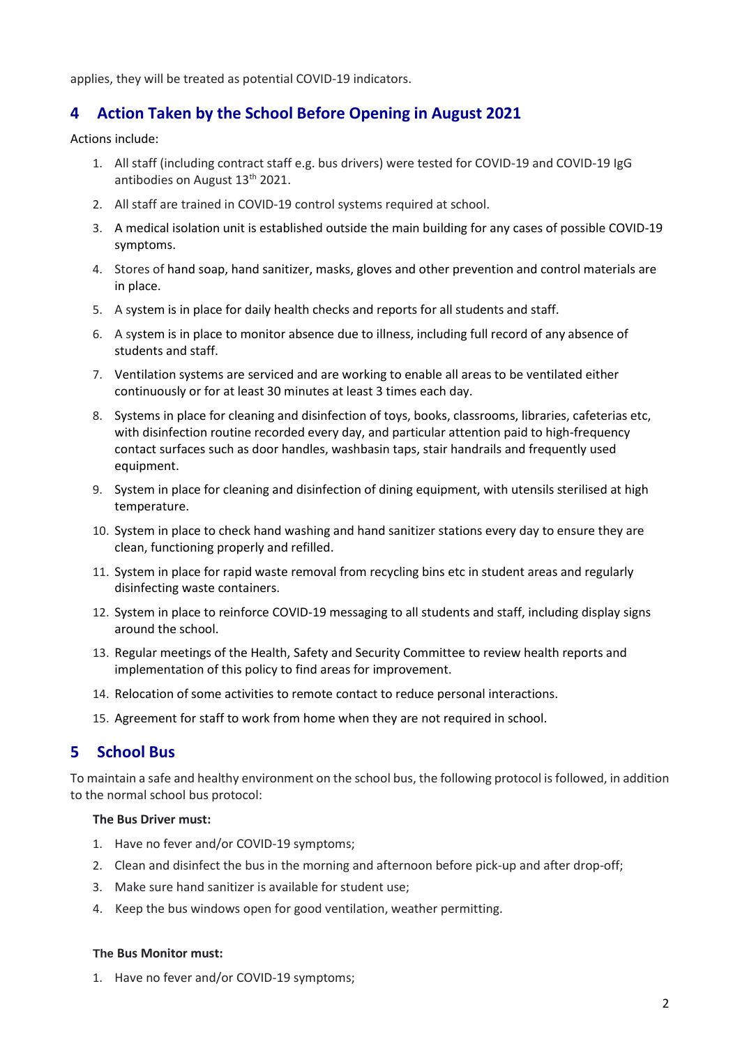applies, they will be treated as potential COVID-19 indicators.

## 4 Action Taken by the School Before Opening in August 2021

Actions include:

1. All staff (including contract staff e.g. bus drivers) were tested for COVID-19 and COVID-19 IgG antibodies on August 13th 2021.
2. All staff are trained in COVID-19 control systems required at school.
3. A medical isolation unit is established outside the main building for any cases of possible COVID-19 symptoms.
4. Stores of hand soap, hand sanitizer, masks, gloves and other prevention and control materials are in place.
5. A system is in place for daily health checks and reports for all students and staff.
6. A system is in place to monitor absence due to illness, including full record of any absence of students and staff.
7. Ventilation systems are serviced and are working to enable all areas to be ventilated either continuously or for at least 30 minutes at least 3 times each day.
8. Systems in place for cleaning and disinfection of toys, books, classrooms, libraries, cafeterias etc, with disinfection routine recorded every day, and particular attention paid to high-frequency contact surfaces such as door handles, washbasin taps, stair handrails and frequently used equipment.
9. System in place for cleaning and disinfection of dining equipment, with utensils sterilised at high temperature.
10. System in place to check hand washing and hand sanitizer stations every day to ensure they are clean, functioning properly and refilled.
11. System in place for rapid waste removal from recycling bins etc in student areas and regularly disinfecting waste containers.
12. System in place to reinforce COVID-19 messaging to all students and staff, including display signs around the school.
13. Regular meetings of the Health, Safety and Security Committee to review health reports and implementation of this policy to find areas for improvement.
14. Relocation of some activities to remote contact to reduce personal interactions.
15. Agreement for staff to work from home when they are not required in school.

## 5 School Bus

To maintain a safe and healthy environment on the school bus, the following protocol is followed, in addition to the normal school bus protocol:

**The Bus Driver must:**

1. Have no fever and/or COVID-19 symptoms;
2. Clean and disinfect the bus in the morning and afternoon before pick-up and after drop-off;
3. Make sure hand sanitizer is available for student use;
4. Keep the bus windows open for good ventilation, weather permitting.

**The Bus Monitor must:**

1. Have no fever and/or COVID-19 symptoms;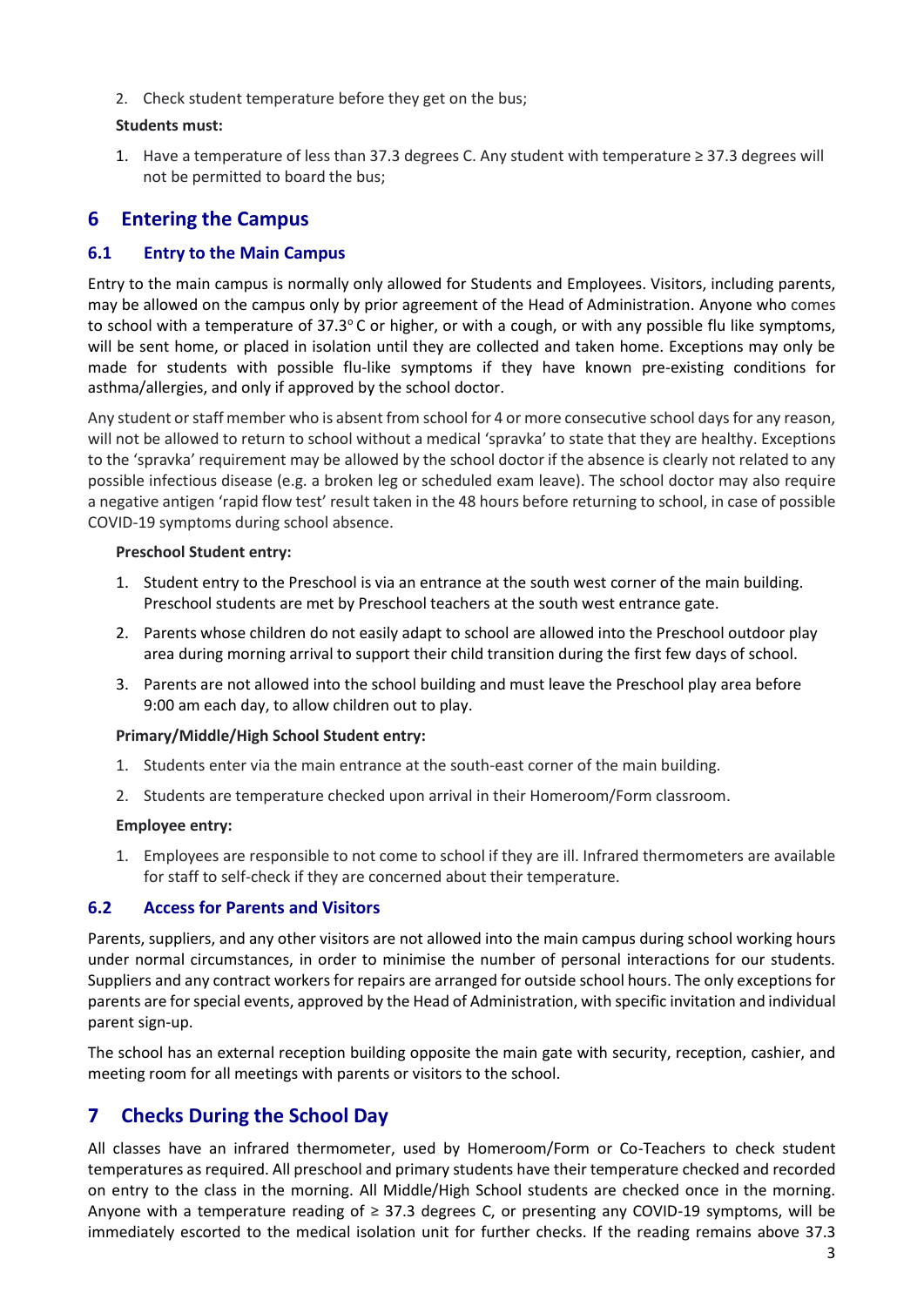2. Check student temperature before they get on the bus;

**Students must:**

1. Have a temperature of less than 37.3 degrees C. Any student with temperature ≥ 37.3 degrees will not be permitted to board the bus;

# 6 Entering the Campus

## 6.1 Entry to the Main Campus

Entry to the main campus is normally only allowed for Students and Employees. Visitors, including parents, may be allowed on the campus only by prior agreement of the Head of Administration. Anyone who comes to school with a temperature of 37.3° C or higher, or with a cough, or with any possible flu like symptoms, will be sent home, or placed in isolation until they are collected and taken home. Exceptions may only be made for students with possible flu-like symptoms if they have known pre-existing conditions for asthma/allergies, and only if approved by the school doctor.

Any student or staff member who is absent from school for 4 or more consecutive school days for any reason, will not be allowed to return to school without a medical 'spravka' to state that they are healthy. Exceptions to the 'spravka' requirement may be allowed by the school doctor if the absence is clearly not related to any possible infectious disease (e.g. a broken leg or scheduled exam leave). The school doctor may also require a negative antigen 'rapid flow test' result taken in the 48 hours before returning to school, in case of possible COVID-19 symptoms during school absence.

**Preschool Student entry:**

1. Student entry to the Preschool is via an entrance at the south west corner of the main building. Preschool students are met by Preschool teachers at the south west entrance gate.
2. Parents whose children do not easily adapt to school are allowed into the Preschool outdoor play area during morning arrival to support their child transition during the first few days of school.
3. Parents are not allowed into the school building and must leave the Preschool play area before 9:00 am each day, to allow children out to play.

**Primary/Middle/High School Student entry:**

1. Students enter via the main entrance at the south-east corner of the main building.
2. Students are temperature checked upon arrival in their Homeroom/Form classroom.

**Employee entry:**

1. Employees are responsible to not come to school if they are ill. Infrared thermometers are available for staff to self-check if they are concerned about their temperature.

## 6.2 Access for Parents and Visitors

Parents, suppliers, and any other visitors are not allowed into the main campus during school working hours under normal circumstances, in order to minimise the number of personal interactions for our students. Suppliers and any contract workers for repairs are arranged for outside school hours. The only exceptions for parents are for special events, approved by the Head of Administration, with specific invitation and individual parent sign-up.

The school has an external reception building opposite the main gate with security, reception, cashier, and meeting room for all meetings with parents or visitors to the school.

# 7 Checks During the School Day

All classes have an infrared thermometer, used by Homeroom/Form or Co-Teachers to check student temperatures as required. All preschool and primary students have their temperature checked and recorded on entry to the class in the morning. All Middle/High School students are checked once in the morning. Anyone with a temperature reading of ≥ 37.3 degrees C, or presenting any COVID-19 symptoms, will be immediately escorted to the medical isolation unit for further checks. If the reading remains above 37.3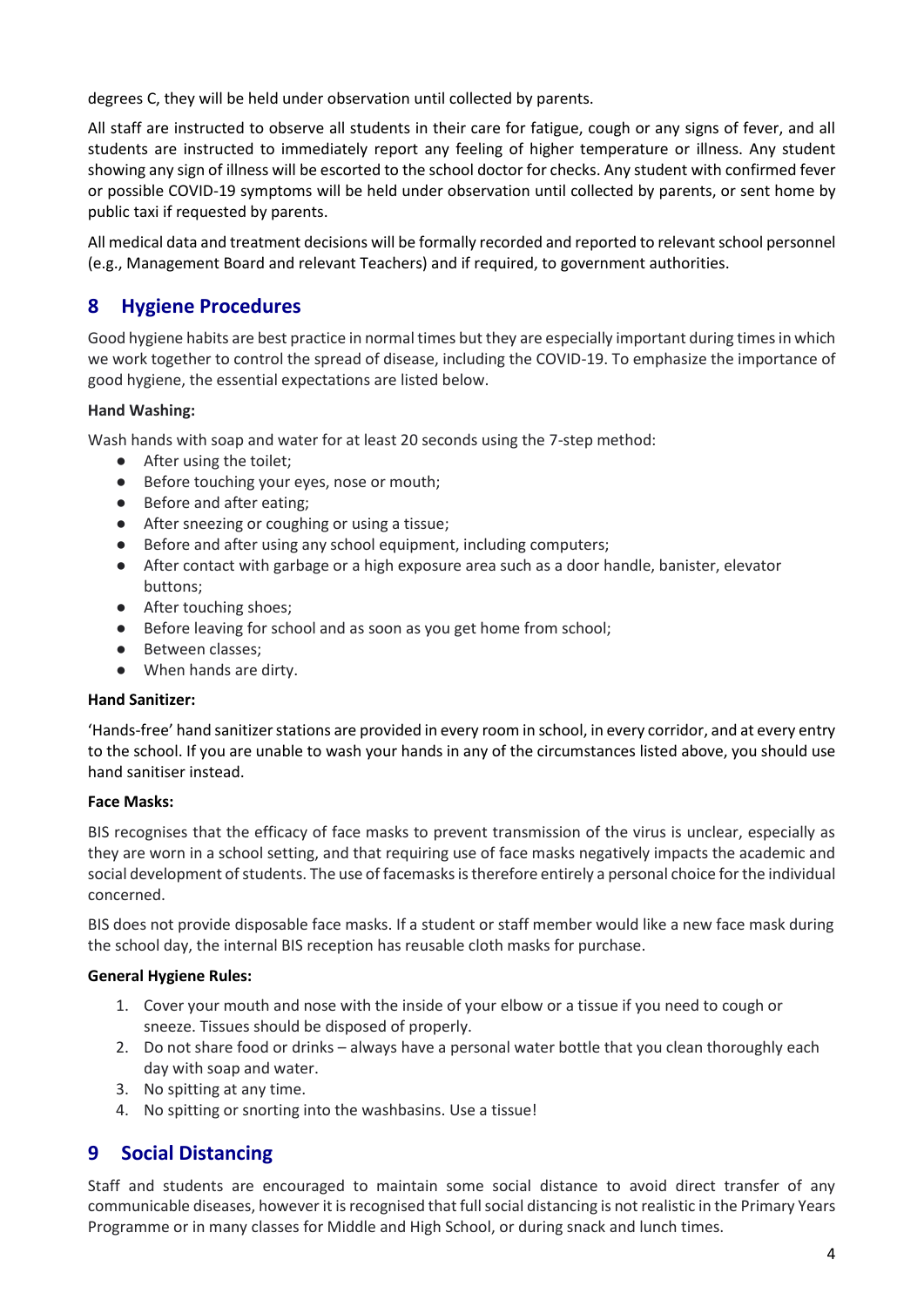degrees C, they will be held under observation until collected by parents.

All staff are instructed to observe all students in their care for fatigue, cough or any signs of fever, and all students are instructed to immediately report any feeling of higher temperature or illness. Any student showing any sign of illness will be escorted to the school doctor for checks. Any student with confirmed fever or possible COVID-19 symptoms will be held under observation until collected by parents, or sent home by public taxi if requested by parents.

All medical data and treatment decisions will be formally recorded and reported to relevant school personnel (e.g., Management Board and relevant Teachers) and if required, to government authorities.

## 8 Hygiene Procedures

Good hygiene habits are best practice in normal times but they are especially important during times in which we work together to control the spread of disease, including the COVID-19. To emphasize the importance of good hygiene, the essential expectations are listed below.

**Hand Washing:**

Wash hands with soap and water for at least 20 seconds using the 7-step method:

- After using the toilet;
- Before touching your eyes, nose or mouth;
- Before and after eating;
- After sneezing or coughing or using a tissue;
- Before and after using any school equipment, including computers;
- After contact with garbage or a high exposure area such as a door handle, banister, elevator buttons;
- After touching shoes;
- Before leaving for school and as soon as you get home from school;
- Between classes;
- When hands are dirty.

**Hand Sanitizer:**

'Hands-free' hand sanitizer stations are provided in every room in school, in every corridor, and at every entry to the school. If you are unable to wash your hands in any of the circumstances listed above, you should use hand sanitiser instead.

**Face Masks:**

BIS recognises that the efficacy of face masks to prevent transmission of the virus is unclear, especially as they are worn in a school setting, and that requiring use of face masks negatively impacts the academic and social development of students. The use of facemasks is therefore entirely a personal choice for the individual concerned.

BIS does not provide disposable face masks. If a student or staff member would like a new face mask during the school day, the internal BIS reception has reusable cloth masks for purchase.

**General Hygiene Rules:**

1. Cover your mouth and nose with the inside of your elbow or a tissue if you need to cough or sneeze. Tissues should be disposed of properly.
2. Do not share food or drinks – always have a personal water bottle that you clean thoroughly each day with soap and water.
3. No spitting at any time.
4. No spitting or snorting into the washbasins. Use a tissue!

## 9 Social Distancing

Staff and students are encouraged to maintain some social distance to avoid direct transfer of any communicable diseases, however it is recognised that full social distancing is not realistic in the Primary Years Programme or in many classes for Middle and High School, or during snack and lunch times.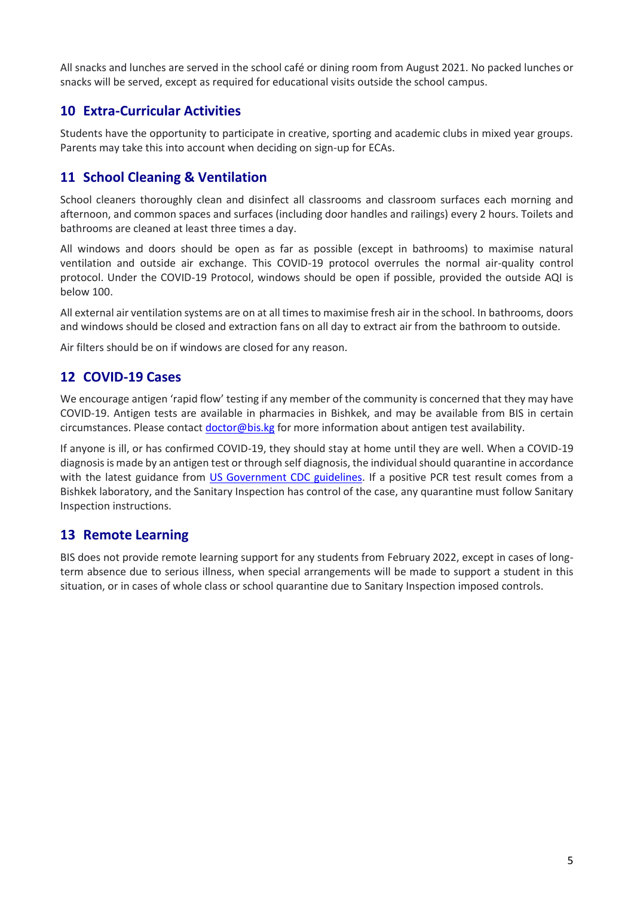All snacks and lunches are served in the school café or dining room from August 2021. No packed lunches or snacks will be served, except as required for educational visits outside the school campus.

## 10 Extra-Curricular Activities

Students have the opportunity to participate in creative, sporting and academic clubs in mixed year groups. Parents may take this into account when deciding on sign-up for ECAs.

## 11 School Cleaning & Ventilation

School cleaners thoroughly clean and disinfect all classrooms and classroom surfaces each morning and afternoon, and common spaces and surfaces (including door handles and railings) every 2 hours. Toilets and bathrooms are cleaned at least three times a day.

All windows and doors should be open as far as possible (except in bathrooms) to maximise natural ventilation and outside air exchange. This COVID-19 protocol overrules the normal air-quality control protocol. Under the COVID-19 Protocol, windows should be open if possible, provided the outside AQI is below 100.

All external air ventilation systems are on at all times to maximise fresh air in the school. In bathrooms, doors and windows should be closed and extraction fans on all day to extract air from the bathroom to outside.

Air filters should be on if windows are closed for any reason.

## 12 COVID-19 Cases

We encourage antigen 'rapid flow' testing if any member of the community is concerned that they may have COVID-19. Antigen tests are available in pharmacies in Bishkek, and may be available from BIS in certain circumstances. Please contact [doctor@bis.kg](mailto:doctor@bis.kg) for more information about antigen test availability.

If anyone is ill, or has confirmed COVID-19, they should stay at home until they are well. When a COVID-19 diagnosis is made by an antigen test or through self diagnosis, the individual should quarantine in accordance with the latest guidance from [US Government CDC guidelines](). If a positive PCR test result comes from a Bishkek laboratory, and the Sanitary Inspection has control of the case, any quarantine must follow Sanitary Inspection instructions.

## 13 Remote Learning

BIS does not provide remote learning support for any students from February 2022, except in cases of long-term absence due to serious illness, when special arrangements will be made to support a student in this situation, or in cases of whole class or school quarantine due to Sanitary Inspection imposed controls.